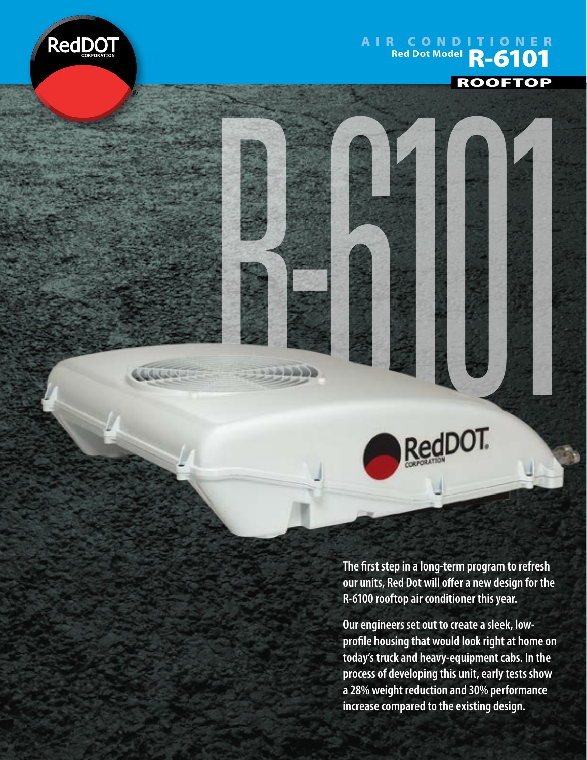RedDOT CORPORATION

# AIR CONDITIONER

## Red Dot Model R-6101

### ROOFTOP

**The first step in a long-term program to refresh our units, Red Dot will offer a new design for the R-6100 rooftop air conditioner this year.**

**Our engineers set out to create a sleek, low-profile housing that would look right at home on today's truck and heavy-equipment cabs. In the process of developing this unit, early tests show a 28% weight reduction and 30% performance increase compared to the existing design.**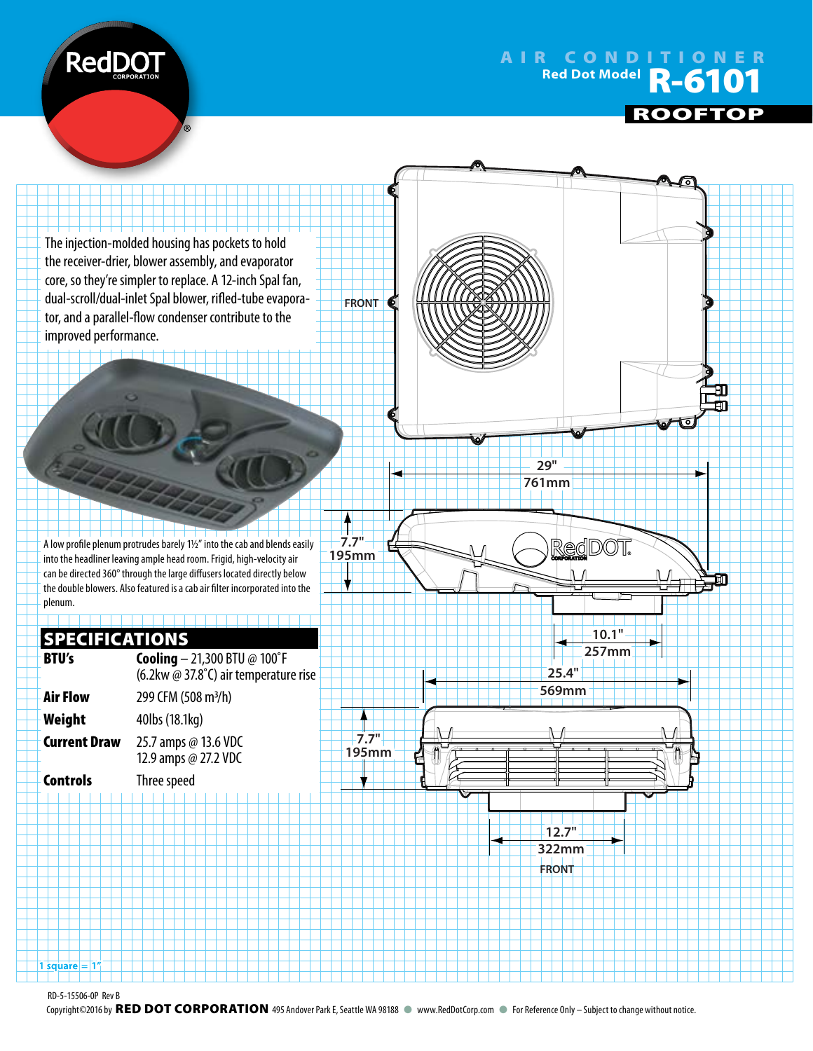# AIR CONDITIONER

Red Dot Model **R-6101**

**ROOFTOP**

The injection-molded housing has pockets to hold the receiver-drier, blower assembly, and evaporator core, so they're simpler to replace. A 12-inch Spal fan, dual-scroll/dual-inlet Spal blower, rifled-tube evaporator, and a parallel-flow condenser contribute to the improved performance.

A low profile plenum protrudes barely 1½" into the cab and blends easily into the headliner leaving ample head room. Frigid, high-velocity air can be directed 360° through the large diffusers located directly below the double blowers. Also featured is a cab air filter incorporated into the plenum.

FRONT

29"
761mm

7.7"
195mm

10.1"
257mm

25.4"
569mm

7.7"
195mm

12.7"
322mm

FRONT

## SPECIFICATIONS

| | |
|---|---|
| **BTU's** | **Cooling** – 21,300 BTU @ 100˚F (6.2kw @ 37.8˚C) air temperature rise |
| **Air Flow** | 299 CFM (508 m³/h) |
| **Weight** | 40lbs (18.1kg) |
| **Current Draw** | 25.7 amps @ 13.6 VDC<br>12.9 amps @ 27.2 VDC |
| **Controls** | Three speed |

1 square = 1"

RD-5-15506-0P Rev B

Copyright©2016 by **RED DOT CORPORATION** 495 Andover Park E, Seattle WA 98188 ● www.RedDotCorp.com ● For Reference Only – Subject to change without notice.